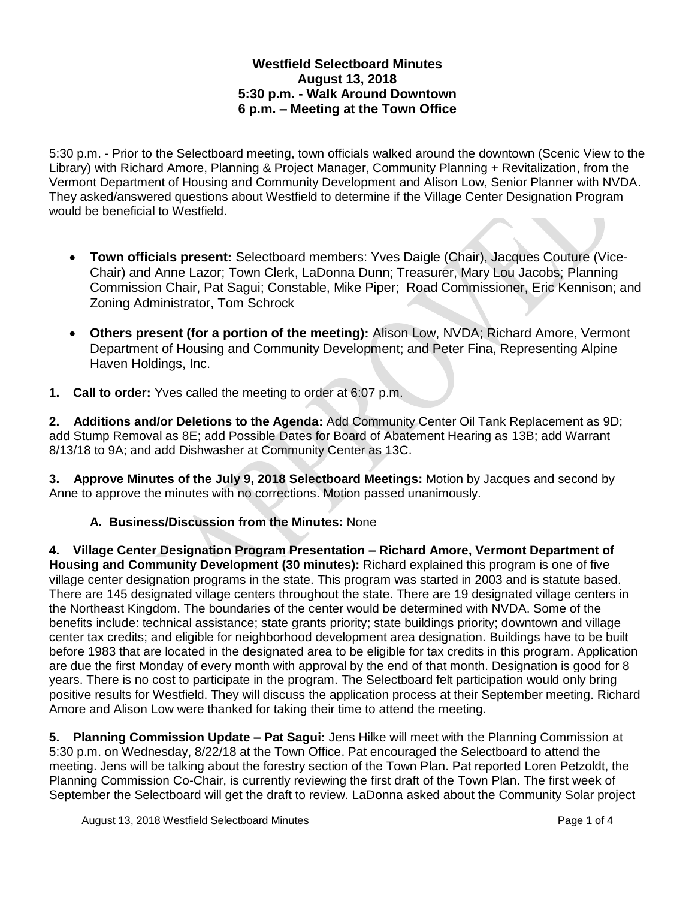**Westfield Selectboard Minutes**
**August 13, 2018**
**5:30 p.m. - Walk Around Downtown**
**6 p.m. – Meeting at the Town Office**

---

5:30 p.m. - Prior to the Selectboard meeting, town officials walked around the downtown (Scenic View to the Library) with Richard Amore, Planning & Project Manager, Community Planning + Revitalization, from the Vermont Department of Housing and Community Development and Alison Low, Senior Planner with NVDA. They asked/answered questions about Westfield to determine if the Village Center Designation Program would be beneficial to Westfield.

---

- **Town officials present:** Selectboard members: Yves Daigle (Chair), Jacques Couture (Vice-Chair) and Anne Lazor; Town Clerk, LaDonna Dunn; Treasurer, Mary Lou Jacobs; Planning Commission Chair, Pat Sagui; Constable, Mike Piper; Road Commissioner, Eric Kennison; and Zoning Administrator, Tom Schrock

- **Others present (for a portion of the meeting):** Alison Low, NVDA; Richard Amore, Vermont Department of Housing and Community Development; and Peter Fina, Representing Alpine Haven Holdings, Inc.

**1. Call to order:** Yves called the meeting to order at 6:07 p.m.

**2. Additions and/or Deletions to the Agenda:** Add Community Center Oil Tank Replacement as 9D; add Stump Removal as 8E; add Possible Dates for Board of Abatement Hearing as 13B; add Warrant 8/13/18 to 9A; and add Dishwasher at Community Center as 13C.

**3. Approve Minutes of the July 9, 2018 Selectboard Meetings:** Motion by Jacques and second by Anne to approve the minutes with no corrections. Motion passed unanimously.

**A. Business/Discussion from the Minutes:** None

**4. Village Center Designation Program Presentation – Richard Amore, Vermont Department of Housing and Community Development (30 minutes):** Richard explained this program is one of five village center designation programs in the state. This program was started in 2003 and is statute based. There are 145 designated village centers throughout the state. There are 19 designated village centers in the Northeast Kingdom. The boundaries of the center would be determined with NVDA. Some of the benefits include: technical assistance; state grants priority; state buildings priority; downtown and village center tax credits; and eligible for neighborhood development area designation. Buildings have to be built before 1983 that are located in the designated area to be eligible for tax credits in this program. Application are due the first Monday of every month with approval by the end of that month. Designation is good for 8 years. There is no cost to participate in the program. The Selectboard felt participation would only bring positive results for Westfield. They will discuss the application process at their September meeting. Richard Amore and Alison Low were thanked for taking their time to attend the meeting.

**5. Planning Commission Update – Pat Sagui:** Jens Hilke will meet with the Planning Commission at 5:30 p.m. on Wednesday, 8/22/18 at the Town Office. Pat encouraged the Selectboard to attend the meeting. Jens will be talking about the forestry section of the Town Plan. Pat reported Loren Petzoldt, the Planning Commission Co-Chair, is currently reviewing the first draft of the Town Plan. The first week of September the Selectboard will get the draft to review. LaDonna asked about the Community Solar project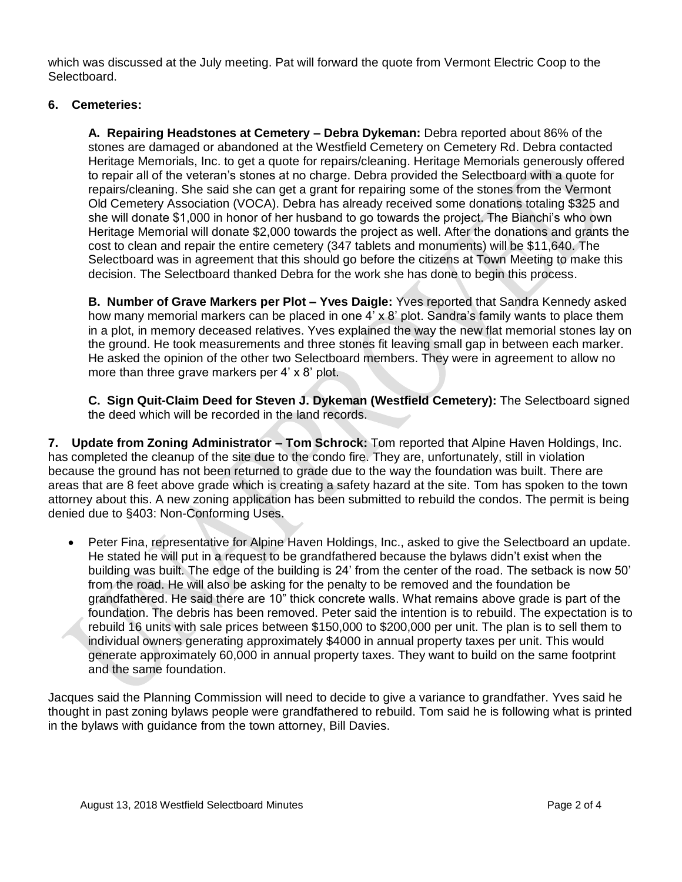which was discussed at the July meeting. Pat will forward the quote from Vermont Electric Coop to the Selectboard.

**6. Cemeteries:**

**A. Repairing Headstones at Cemetery – Debra Dykeman:** Debra reported about 86% of the stones are damaged or abandoned at the Westfield Cemetery on Cemetery Rd. Debra contacted Heritage Memorials, Inc. to get a quote for repairs/cleaning. Heritage Memorials generously offered to repair all of the veteran's stones at no charge. Debra provided the Selectboard with a quote for repairs/cleaning. She said she can get a grant for repairing some of the stones from the Vermont Old Cemetery Association (VOCA). Debra has already received some donations totaling $325 and she will donate $1,000 in honor of her husband to go towards the project. The Bianchi's who own Heritage Memorial will donate $2,000 towards the project as well. After the donations and grants the cost to clean and repair the entire cemetery (347 tablets and monuments) will be $11,640. The Selectboard was in agreement that this should go before the citizens at Town Meeting to make this decision. The Selectboard thanked Debra for the work she has done to begin this process.

**B. Number of Grave Markers per Plot – Yves Daigle:** Yves reported that Sandra Kennedy asked how many memorial markers can be placed in one 4' x 8' plot. Sandra's family wants to place them in a plot, in memory deceased relatives. Yves explained the way the new flat memorial stones lay on the ground. He took measurements and three stones fit leaving small gap in between each marker. He asked the opinion of the other two Selectboard members. They were in agreement to allow no more than three grave markers per 4' x 8' plot.

**C. Sign Quit-Claim Deed for Steven J. Dykeman (Westfield Cemetery):** The Selectboard signed the deed which will be recorded in the land records.

**7. Update from Zoning Administrator – Tom Schrock:** Tom reported that Alpine Haven Holdings, Inc. has completed the cleanup of the site due to the condo fire. They are, unfortunately, still in violation because the ground has not been returned to grade due to the way the foundation was built. There are areas that are 8 feet above grade which is creating a safety hazard at the site. Tom has spoken to the town attorney about this. A new zoning application has been submitted to rebuild the condos. The permit is being denied due to §403: Non-Conforming Uses.

- Peter Fina, representative for Alpine Haven Holdings, Inc., asked to give the Selectboard an update. He stated he will put in a request to be grandfathered because the bylaws didn't exist when the building was built. The edge of the building is 24' from the center of the road. The setback is now 50' from the road. He will also be asking for the penalty to be removed and the foundation be grandfathered. He said there are 10" thick concrete walls. What remains above grade is part of the foundation. The debris has been removed. Peter said the intention is to rebuild. The expectation is to rebuild 16 units with sale prices between $150,000 to $200,000 per unit. The plan is to sell them to individual owners generating approximately $4000 in annual property taxes per unit. This would generate approximately 60,000 in annual property taxes. They want to build on the same footprint and the same foundation.

Jacques said the Planning Commission will need to decide to give a variance to grandfather. Yves said he thought in past zoning bylaws people were grandfathered to rebuild. Tom said he is following what is printed in the bylaws with guidance from the town attorney, Bill Davies.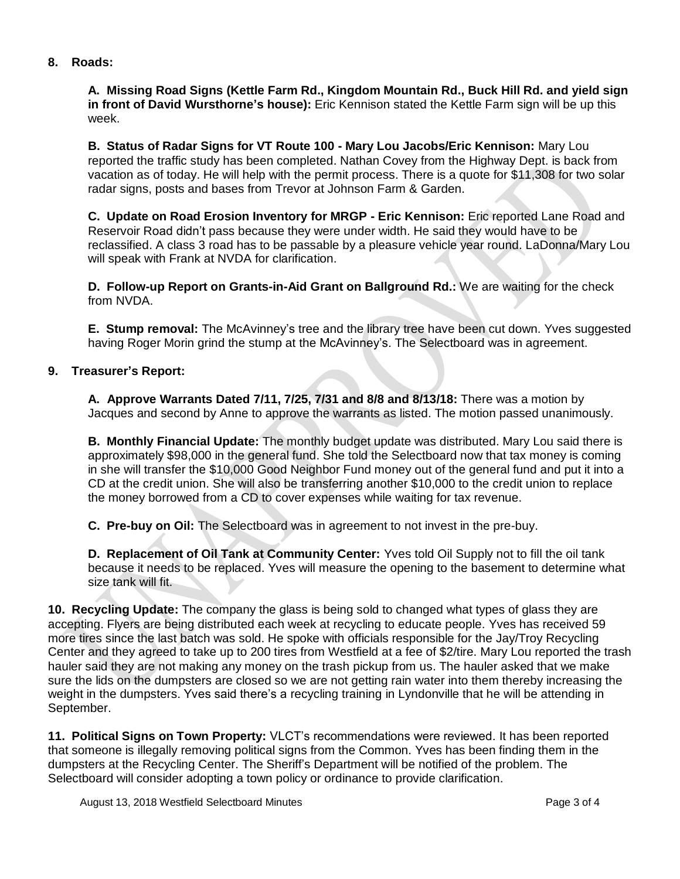**8. Roads:**

**A. Missing Road Signs (Kettle Farm Rd., Kingdom Mountain Rd., Buck Hill Rd. and yield sign in front of David Wursthorne's house):** Eric Kennison stated the Kettle Farm sign will be up this week.

**B. Status of Radar Signs for VT Route 100 - Mary Lou Jacobs/Eric Kennison:** Mary Lou reported the traffic study has been completed. Nathan Covey from the Highway Dept. is back from vacation as of today. He will help with the permit process. There is a quote for $11,308 for two solar radar signs, posts and bases from Trevor at Johnson Farm & Garden.

**C. Update on Road Erosion Inventory for MRGP - Eric Kennison:** Eric reported Lane Road and Reservoir Road didn't pass because they were under width. He said they would have to be reclassified. A class 3 road has to be passable by a pleasure vehicle year round. LaDonna/Mary Lou will speak with Frank at NVDA for clarification.

**D. Follow-up Report on Grants-in-Aid Grant on Ballground Rd.:** We are waiting for the check from NVDA.

**E. Stump removal:** The McAvinney's tree and the library tree have been cut down. Yves suggested having Roger Morin grind the stump at the McAvinney's. The Selectboard was in agreement.

**9. Treasurer's Report:**

**A. Approve Warrants Dated 7/11, 7/25, 7/31 and 8/8 and 8/13/18:** There was a motion by Jacques and second by Anne to approve the warrants as listed. The motion passed unanimously.

**B. Monthly Financial Update:** The monthly budget update was distributed. Mary Lou said there is approximately $98,000 in the general fund. She told the Selectboard now that tax money is coming in she will transfer the $10,000 Good Neighbor Fund money out of the general fund and put it into a CD at the credit union. She will also be transferring another $10,000 to the credit union to replace the money borrowed from a CD to cover expenses while waiting for tax revenue.

**C. Pre-buy on Oil:** The Selectboard was in agreement to not invest in the pre-buy.

**D. Replacement of Oil Tank at Community Center:** Yves told Oil Supply not to fill the oil tank because it needs to be replaced. Yves will measure the opening to the basement to determine what size tank will fit.

**10. Recycling Update:** The company the glass is being sold to changed what types of glass they are accepting. Flyers are being distributed each week at recycling to educate people. Yves has received 59 more tires since the last batch was sold. He spoke with officials responsible for the Jay/Troy Recycling Center and they agreed to take up to 200 tires from Westfield at a fee of $2/tire. Mary Lou reported the trash hauler said they are not making any money on the trash pickup from us. The hauler asked that we make sure the lids on the dumpsters are closed so we are not getting rain water into them thereby increasing the weight in the dumpsters. Yves said there's a recycling training in Lyndonville that he will be attending in September.

**11. Political Signs on Town Property:** VLCT's recommendations were reviewed. It has been reported that someone is illegally removing political signs from the Common. Yves has been finding them in the dumpsters at the Recycling Center. The Sheriff's Department will be notified of the problem. The Selectboard will consider adopting a town policy or ordinance to provide clarification.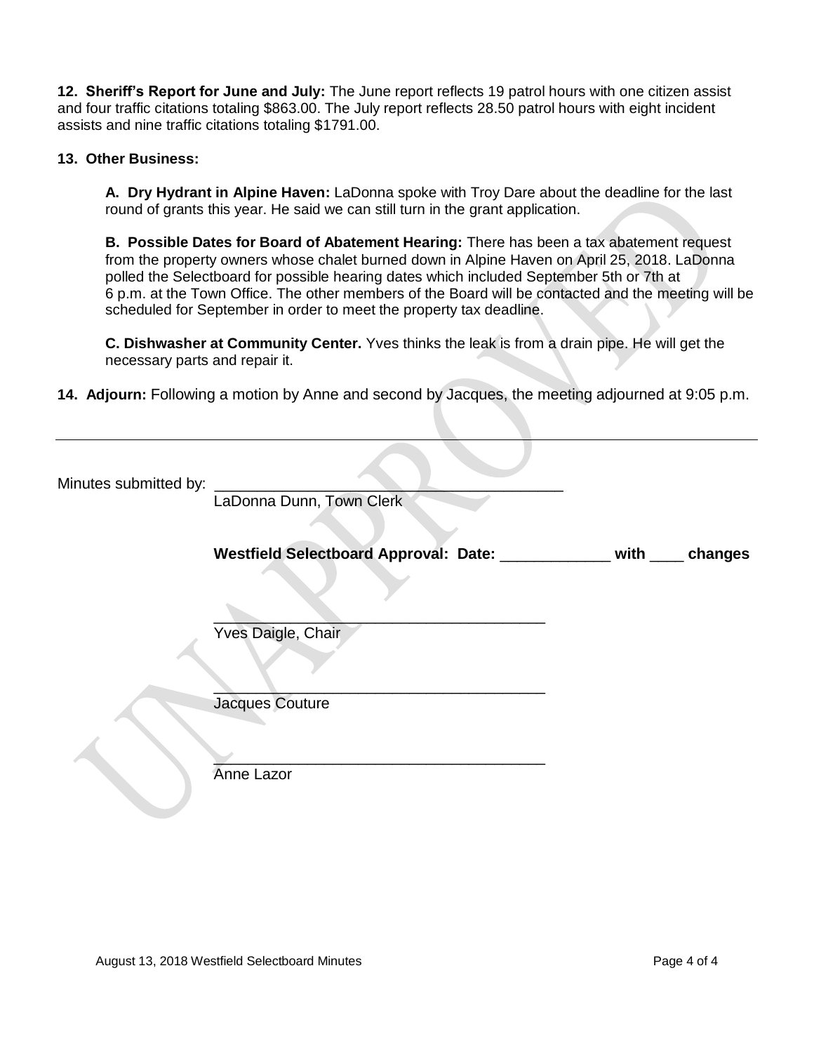**12. Sheriff's Report for June and July:** The June report reflects 19 patrol hours with one citizen assist and four traffic citations totaling $863.00. The July report reflects 28.50 patrol hours with eight incident assists and nine traffic citations totaling $1791.00.

**13. Other Business:**

**A. Dry Hydrant in Alpine Haven:** LaDonna spoke with Troy Dare about the deadline for the last round of grants this year. He said we can still turn in the grant application.

**B. Possible Dates for Board of Abatement Hearing:** There has been a tax abatement request from the property owners whose chalet burned down in Alpine Haven on April 25, 2018. LaDonna polled the Selectboard for possible hearing dates which included September 5th or 7th at 6 p.m. at the Town Office. The other members of the Board will be contacted and the meeting will be scheduled for September in order to meet the property tax deadline.

**C. Dishwasher at Community Center.** Yves thinks the leak is from a drain pipe. He will get the necessary parts and repair it.

**14. Adjourn:** Following a motion by Anne and second by Jacques, the meeting adjourned at 9:05 p.m.

---

Minutes submitted by: ________________________________________
LaDonna Dunn, Town Clerk

**Westfield Selectboard Approval: Date:** _____________ **with** ____ **changes**

________________________________________
Yves Daigle, Chair

________________________________________
Jacques Couture

________________________________________
Anne Lazor

UNAPPROVED